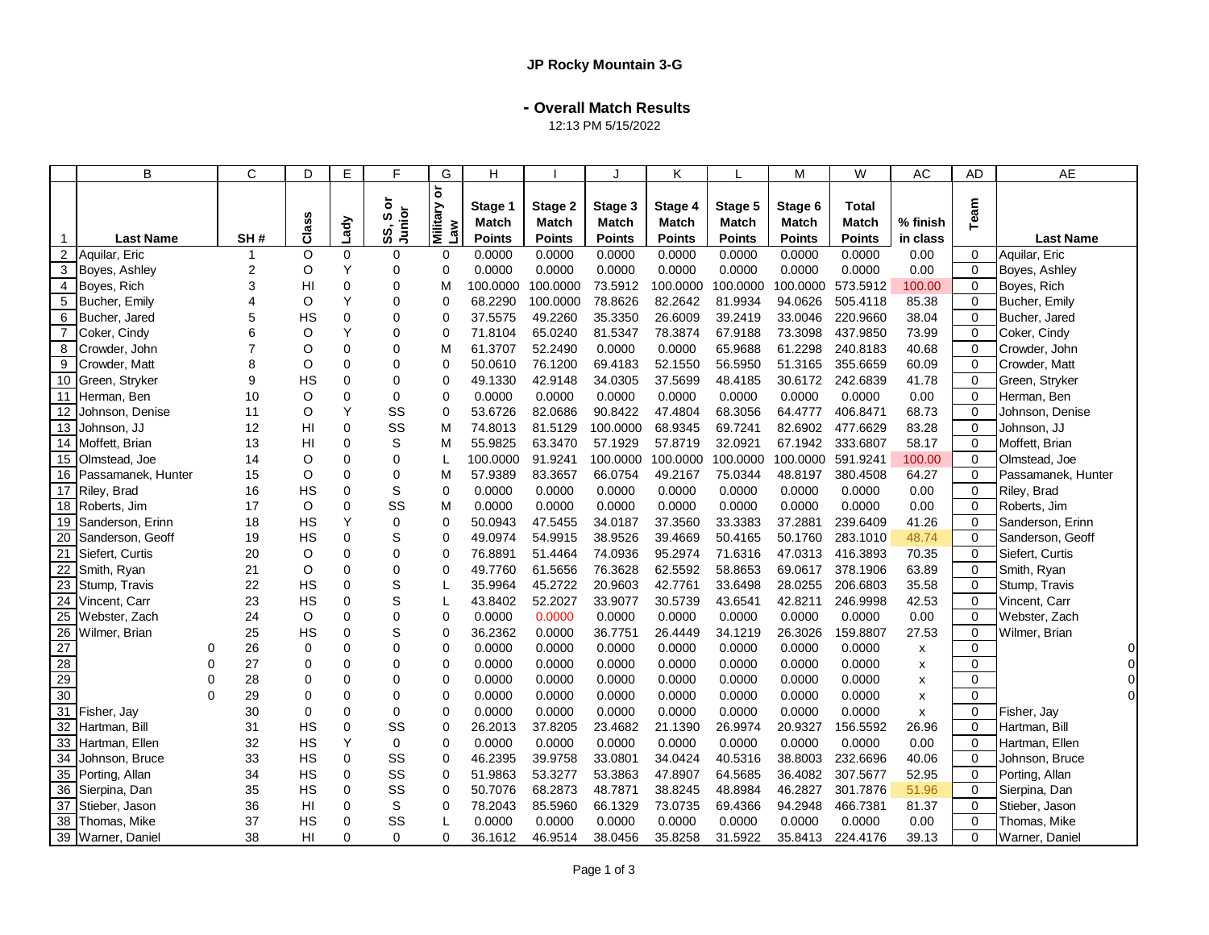# JP Rocky Mountain 3-G

## - Overall Match Results

12:13 PM 5/15/2022

| | B | | C | D | E | F | G | H | I | J | K | L | M | W | AC | AD | AE |
|---|---|---|---|---|---|---|---|---|---|---|---|---|---|---|---|---|---|
| 1 | Last Name | | SH # | Class | Lady | SS, S or Junior | Military or Law | Stage 1 Match Points | Stage 2 Match Points | Stage 3 Match Points | Stage 4 Match Points | Stage 5 Match Points | Stage 6 Match Points | Total Match Points | % finish in class | Team | Last Name |
| 2 | Aquilar, Eric | | 1 | O | 0 | 0 | 0 | 0.0000 | 0.0000 | 0.0000 | 0.0000 | 0.0000 | 0.0000 | 0.0000 | 0.00 | 0 | Aquilar, Eric |
| 3 | Boyes, Ashley | | 2 | O | Y | 0 | 0 | 0.0000 | 0.0000 | 0.0000 | 0.0000 | 0.0000 | 0.0000 | 0.0000 | 0.00 | 0 | Boyes, Ashley |
| 4 | Boyes, Rich | | 3 | HI | 0 | 0 | M | 100.0000 | 100.0000 | 73.5912 | 100.0000 | 100.0000 | 100.0000 | 573.5912 | 100.00 | 0 | Boyes, Rich |
| 5 | Bucher, Emily | | 4 | O | Y | 0 | 0 | 68.2290 | 100.0000 | 78.8626 | 82.2642 | 81.9934 | 94.0626 | 505.4118 | 85.38 | 0 | Bucher, Emily |
| 6 | Bucher, Jared | | 5 | HS | 0 | 0 | 0 | 37.5575 | 49.2260 | 35.3350 | 26.6009 | 39.2419 | 33.0046 | 220.9660 | 38.04 | 0 | Bucher, Jared |
| 7 | Coker, Cindy | | 6 | O | Y | 0 | 0 | 71.8104 | 65.0240 | 81.5347 | 78.3874 | 67.9188 | 73.3098 | 437.9850 | 73.99 | 0 | Coker, Cindy |
| 8 | Crowder, John | | 7 | O | 0 | 0 | M | 61.3707 | 52.2490 | 0.0000 | 0.0000 | 65.9688 | 61.2298 | 240.8183 | 40.68 | 0 | Crowder, John |
| 9 | Crowder, Matt | | 8 | O | 0 | 0 | 0 | 50.0610 | 76.1200 | 69.4183 | 52.1550 | 56.5950 | 51.3165 | 355.6659 | 60.09 | 0 | Crowder, Matt |
| 10 | Green, Stryker | | 9 | HS | 0 | 0 | 0 | 49.1330 | 42.9148 | 34.0305 | 37.5699 | 48.4185 | 30.6172 | 242.6839 | 41.78 | 0 | Green, Stryker |
| 11 | Herman, Ben | | 10 | O | 0 | 0 | 0 | 0.0000 | 0.0000 | 0.0000 | 0.0000 | 0.0000 | 0.0000 | 0.0000 | 0.00 | 0 | Herman, Ben |
| 12 | Johnson, Denise | | 11 | O | Y | SS | 0 | 53.6726 | 82.0686 | 90.8422 | 47.4804 | 68.3056 | 64.4777 | 406.8471 | 68.73 | 0 | Johnson, Denise |
| 13 | Johnson, JJ | | 12 | HI | 0 | SS | M | 74.8013 | 81.5129 | 100.0000 | 68.9345 | 69.7241 | 82.6902 | 477.6629 | 83.28 | 0 | Johnson, JJ |
| 14 | Moffett, Brian | | 13 | HI | 0 | S | M | 55.9825 | 63.3470 | 57.1929 | 57.8719 | 32.0921 | 67.1942 | 333.6807 | 58.17 | 0 | Moffett, Brian |
| 15 | Olmstead, Joe | | 14 | O | 0 | 0 | L | 100.0000 | 91.9241 | 100.0000 | 100.0000 | 100.0000 | 100.0000 | 591.9241 | 100.00 | 0 | Olmstead, Joe |
| 16 | Passamanek, Hunter | | 15 | O | 0 | 0 | M | 57.9389 | 83.3657 | 66.0754 | 49.2167 | 75.0344 | 48.8197 | 380.4508 | 64.27 | 0 | Passamanek, Hunter |
| 17 | Riley, Brad | | 16 | HS | 0 | S | 0 | 0.0000 | 0.0000 | 0.0000 | 0.0000 | 0.0000 | 0.0000 | 0.0000 | 0.00 | 0 | Riley, Brad |
| 18 | Roberts, Jim | | 17 | O | 0 | SS | M | 0.0000 | 0.0000 | 0.0000 | 0.0000 | 0.0000 | 0.0000 | 0.0000 | 0.00 | 0 | Roberts, Jim |
| 19 | Sanderson, Erinn | | 18 | HS | Y | 0 | 0 | 50.0943 | 47.5455 | 34.0187 | 37.3560 | 33.3383 | 37.2881 | 239.6409 | 41.26 | 0 | Sanderson, Erinn |
| 20 | Sanderson, Geoff | | 19 | HS | 0 | S | 0 | 49.0974 | 54.9915 | 38.9526 | 39.4669 | 50.4165 | 50.1760 | 283.1010 | 48.74 | 0 | Sanderson, Geoff |
| 21 | Siefert, Curtis | | 20 | O | 0 | 0 | 0 | 76.8891 | 51.4464 | 74.0936 | 95.2974 | 71.6316 | 47.0313 | 416.3893 | 70.35 | 0 | Siefert, Curtis |
| 22 | Smith, Ryan | | 21 | O | 0 | 0 | 0 | 49.7760 | 61.5656 | 76.3628 | 62.5592 | 58.8653 | 69.0617 | 378.1906 | 63.89 | 0 | Smith, Ryan |
| 23 | Stump, Travis | | 22 | HS | 0 | S | L | 35.9964 | 45.2722 | 20.9603 | 42.7761 | 33.6498 | 28.0255 | 206.6803 | 35.58 | 0 | Stump, Travis |
| 24 | Vincent, Carr | | 23 | HS | 0 | S | L | 43.8402 | 52.2027 | 33.9077 | 30.5739 | 43.6541 | 42.8211 | 246.9998 | 42.53 | 0 | Vincent, Carr |
| 25 | Webster, Zach | | 24 | O | 0 | 0 | 0 | 0.0000 | 0.0000 | 0.0000 | 0.0000 | 0.0000 | 0.0000 | 0.0000 | 0.00 | 0 | Webster, Zach |
| 26 | Wilmer, Brian | | 25 | HS | 0 | S | 0 | 36.2362 | 0.0000 | 36.7751 | 26.4449 | 34.1219 | 26.3026 | 159.8807 | 27.53 | 0 | Wilmer, Brian |
| 27 | | 0 | 26 | 0 | 0 | 0 | 0 | 0.0000 | 0.0000 | 0.0000 | 0.0000 | 0.0000 | 0.0000 | 0.0000 | x | 0 | 0 |
| 28 | | 0 | 27 | 0 | 0 | 0 | 0 | 0.0000 | 0.0000 | 0.0000 | 0.0000 | 0.0000 | 0.0000 | 0.0000 | x | 0 | 0 |
| 29 | | 0 | 28 | 0 | 0 | 0 | 0 | 0.0000 | 0.0000 | 0.0000 | 0.0000 | 0.0000 | 0.0000 | 0.0000 | x | 0 | 0 |
| 30 | | 0 | 29 | 0 | 0 | 0 | 0 | 0.0000 | 0.0000 | 0.0000 | 0.0000 | 0.0000 | 0.0000 | 0.0000 | x | 0 | 0 |
| 31 | Fisher, Jay | | 30 | 0 | 0 | 0 | 0 | 0.0000 | 0.0000 | 0.0000 | 0.0000 | 0.0000 | 0.0000 | 0.0000 | x | 0 | Fisher, Jay |
| 32 | Hartman, Bill | | 31 | HS | 0 | SS | 0 | 26.2013 | 37.8205 | 23.4682 | 21.1390 | 26.9974 | 20.9327 | 156.5592 | 26.96 | 0 | Hartman, Bill |
| 33 | Hartman, Ellen | | 32 | HS | Y | 0 | 0 | 0.0000 | 0.0000 | 0.0000 | 0.0000 | 0.0000 | 0.0000 | 0.0000 | 0.00 | 0 | Hartman, Ellen |
| 34 | Johnson, Bruce | | 33 | HS | 0 | SS | 0 | 46.2395 | 39.9758 | 33.0801 | 34.0424 | 40.5316 | 38.8003 | 232.6696 | 40.06 | 0 | Johnson, Bruce |
| 35 | Porting, Allan | | 34 | HS | 0 | SS | 0 | 51.9863 | 53.3277 | 53.3863 | 47.8907 | 64.5685 | 36.4082 | 307.5677 | 52.95 | 0 | Porting, Allan |
| 36 | Sierpina, Dan | | 35 | HS | 0 | SS | 0 | 50.7076 | 68.2873 | 48.7871 | 38.8245 | 48.8984 | 46.2827 | 301.7876 | 51.96 | 0 | Sierpina, Dan |
| 37 | Stieber, Jason | | 36 | HI | 0 | S | 0 | 78.2043 | 85.5960 | 66.1329 | 73.0735 | 69.4366 | 94.2948 | 466.7381 | 81.37 | 0 | Stieber, Jason |
| 38 | Thomas, Mike | | 37 | HS | 0 | SS | L | 0.0000 | 0.0000 | 0.0000 | 0.0000 | 0.0000 | 0.0000 | 0.0000 | 0.00 | 0 | Thomas, Mike |
| 39 | Warner, Daniel | | 38 | HI | 0 | 0 | 0 | 36.1612 | 46.9514 | 38.0456 | 35.8258 | 31.5922 | 35.8413 | 224.4176 | 39.13 | 0 | Warner, Daniel |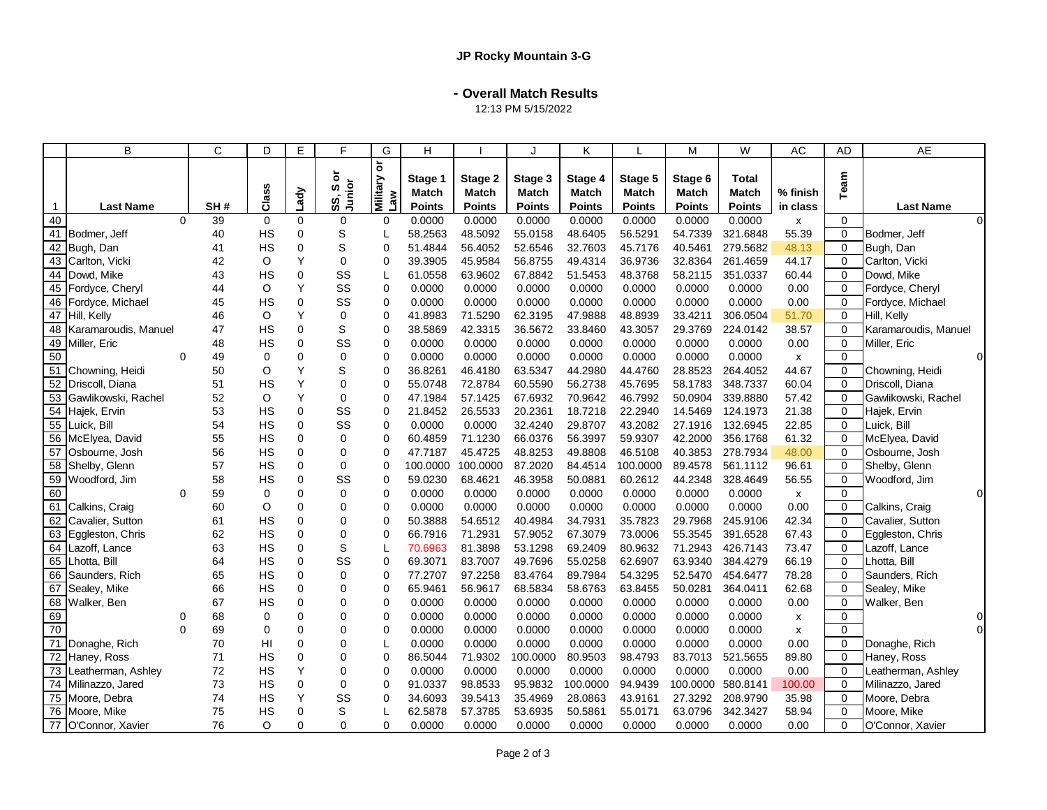## JP Rocky Mountain 3-G

### - Overall Match Results

12:13 PM 5/15/2022

| | B | C | D | E | F | G | H | I | J | K | L | M | W | AC | AD | AE |
|---|---|---|---|---|---|---|---|---|---|---|---|---|---|---|---|---|
| 1 | Last Name | SH # | Class | Lady | SS, S or Junior | Military or Law | Stage 1 Match Points | Stage 2 Match Points | Stage 3 Match Points | Stage 4 Match Points | Stage 5 Match Points | Stage 6 Match Points | Total Match Points | % finish in class | Team | Last Name |
| 40 | 0 | 39 | 0 | 0 | 0 | 0 | 0.0000 | 0.0000 | 0.0000 | 0.0000 | 0.0000 | 0.0000 | 0.0000 | x | 0 | 0 |
| 41 | Bodmer, Jeff | 40 | HS | 0 | S | L | 58.2563 | 48.5092 | 55.0158 | 48.6405 | 56.5291 | 54.7339 | 321.6848 | 55.39 | 0 | Bodmer, Jeff |
| 42 | Bugh, Dan | 41 | HS | 0 | S | 0 | 51.4844 | 56.4052 | 52.6546 | 32.7603 | 45.7176 | 40.5461 | 279.5682 | 48.13 | 0 | Bugh, Dan |
| 43 | Carlton, Vicki | 42 | O | Y | 0 | 0 | 39.3905 | 45.9584 | 56.8755 | 49.4314 | 36.9736 | 32.8364 | 261.4659 | 44.17 | 0 | Carlton, Vicki |
| 44 | Dowd, Mike | 43 | HS | 0 | SS | L | 61.0558 | 63.9602 | 67.8842 | 51.5453 | 48.3768 | 58.2115 | 351.0337 | 60.44 | 0 | Dowd, Mike |
| 45 | Fordyce, Cheryl | 44 | O | Y | SS | 0 | 0.0000 | 0.0000 | 0.0000 | 0.0000 | 0.0000 | 0.0000 | 0.0000 | 0.00 | 0 | Fordyce, Cheryl |
| 46 | Fordyce, Michael | 45 | HS | 0 | SS | 0 | 0.0000 | 0.0000 | 0.0000 | 0.0000 | 0.0000 | 0.0000 | 0.0000 | 0.00 | 0 | Fordyce, Michael |
| 47 | Hill, Kelly | 46 | O | Y | 0 | 0 | 41.8983 | 71.5290 | 62.3195 | 47.9888 | 48.8939 | 33.4211 | 306.0504 | 51.70 | 0 | Hill, Kelly |
| 48 | Karamaroudis, Manuel | 47 | HS | 0 | S | 0 | 38.5869 | 42.3315 | 36.5672 | 33.8460 | 43.3057 | 29.3769 | 224.0142 | 38.57 | 0 | Karamaroudis, Manuel |
| 49 | Miller, Eric | 48 | HS | 0 | SS | 0 | 0.0000 | 0.0000 | 0.0000 | 0.0000 | 0.0000 | 0.0000 | 0.0000 | 0.00 | 0 | Miller, Eric |
| 50 | 0 | 49 | 0 | 0 | 0 | 0 | 0.0000 | 0.0000 | 0.0000 | 0.0000 | 0.0000 | 0.0000 | 0.0000 | x | 0 | 0 |
| 51 | Chowning, Heidi | 50 | O | Y | S | 0 | 36.8261 | 46.4180 | 63.5347 | 44.2980 | 44.4760 | 28.8523 | 264.4052 | 44.67 | 0 | Chowning, Heidi |
| 52 | Driscoll, Diana | 51 | HS | Y | 0 | 0 | 55.0748 | 72.8784 | 60.5590 | 56.2738 | 45.7695 | 58.1783 | 348.7337 | 60.04 | 0 | Driscoll, Diana |
| 53 | Gawlikowski, Rachel | 52 | O | Y | 0 | 0 | 47.1984 | 57.1425 | 67.6932 | 70.9642 | 46.7992 | 50.0904 | 339.8880 | 57.42 | 0 | Gawlikowski, Rachel |
| 54 | Hajek, Ervin | 53 | HS | 0 | SS | 0 | 21.8452 | 26.5533 | 20.2361 | 18.7218 | 22.2940 | 14.5469 | 124.1973 | 21.38 | 0 | Hajek, Ervin |
| 55 | Luick, Bill | 54 | HS | 0 | SS | 0 | 0.0000 | 0.0000 | 32.4240 | 29.8707 | 43.2082 | 27.1916 | 132.6945 | 22.85 | 0 | Luick, Bill |
| 56 | McElyea, David | 55 | HS | 0 | 0 | 0 | 60.4859 | 71.1230 | 66.0376 | 56.3997 | 59.9307 | 42.2000 | 356.1768 | 61.32 | 0 | McElyea, David |
| 57 | Osbourne, Josh | 56 | HS | 0 | 0 | 0 | 47.7187 | 45.4725 | 48.8253 | 49.8808 | 46.5108 | 40.3853 | 278.7934 | 48.00 | 0 | Osbourne, Josh |
| 58 | Shelby, Glenn | 57 | HS | 0 | 0 | 0 | 100.0000 | 100.0000 | 87.2020 | 84.4514 | 100.0000 | 89.4578 | 561.1112 | 96.61 | 0 | Shelby, Glenn |
| 59 | Woodford, Jim | 58 | HS | 0 | SS | 0 | 59.0230 | 68.4621 | 46.3958 | 50.0881 | 60.2612 | 44.2348 | 328.4649 | 56.55 | 0 | Woodford, Jim |
| 60 | 0 | 59 | 0 | 0 | 0 | 0 | 0.0000 | 0.0000 | 0.0000 | 0.0000 | 0.0000 | 0.0000 | 0.0000 | x | 0 | 0 |
| 61 | Calkins, Craig | 60 | O | 0 | 0 | 0 | 0.0000 | 0.0000 | 0.0000 | 0.0000 | 0.0000 | 0.0000 | 0.0000 | 0.00 | 0 | Calkins, Craig |
| 62 | Cavalier, Sutton | 61 | HS | 0 | 0 | 0 | 50.3888 | 54.6512 | 40.4984 | 34.7931 | 35.7823 | 29.7968 | 245.9106 | 42.34 | 0 | Cavalier, Sutton |
| 63 | Eggleston, Chris | 62 | HS | 0 | 0 | 0 | 66.7916 | 71.2931 | 57.9052 | 67.3079 | 73.0006 | 55.3545 | 391.6528 | 67.43 | 0 | Eggleston, Chris |
| 64 | Lazoff, Lance | 63 | HS | 0 | S | L | 70.6963 | 81.3898 | 53.1298 | 69.2409 | 80.9632 | 71.2943 | 426.7143 | 73.47 | 0 | Lazoff, Lance |
| 65 | Lhotta, Bill | 64 | HS | 0 | SS | 0 | 69.3071 | 83.7007 | 49.7696 | 55.0258 | 62.6907 | 63.9340 | 384.4279 | 66.19 | 0 | Lhotta, Bill |
| 66 | Saunders, Rich | 65 | HS | 0 | 0 | 0 | 77.2707 | 97.2258 | 83.4764 | 89.7984 | 54.3295 | 52.5470 | 454.6477 | 78.28 | 0 | Saunders, Rich |
| 67 | Sealey, Mike | 66 | HS | 0 | 0 | 0 | 65.9461 | 56.9617 | 68.5834 | 58.6763 | 63.8455 | 50.0281 | 364.0411 | 62.68 | 0 | Sealey, Mike |
| 68 | Walker, Ben | 67 | HS | 0 | 0 | 0 | 0.0000 | 0.0000 | 0.0000 | 0.0000 | 0.0000 | 0.0000 | 0.0000 | 0.00 | 0 | Walker, Ben |
| 69 | 0 | 68 | 0 | 0 | 0 | 0 | 0.0000 | 0.0000 | 0.0000 | 0.0000 | 0.0000 | 0.0000 | 0.0000 | x | 0 | 0 |
| 70 | 0 | 69 | 0 | 0 | 0 | 0 | 0.0000 | 0.0000 | 0.0000 | 0.0000 | 0.0000 | 0.0000 | 0.0000 | x | 0 | 0 |
| 71 | Donaghe, Rich | 70 | HI | 0 | 0 | L | 0.0000 | 0.0000 | 0.0000 | 0.0000 | 0.0000 | 0.0000 | 0.0000 | 0.00 | 0 | Donaghe, Rich |
| 72 | Haney, Ross | 71 | HS | 0 | 0 | 0 | 86.5044 | 71.9302 | 100.0000 | 80.9503 | 98.4793 | 83.7013 | 521.5655 | 89.80 | 0 | Haney, Ross |
| 73 | Leatherman, Ashley | 72 | HS | Y | 0 | 0 | 0.0000 | 0.0000 | 0.0000 | 0.0000 | 0.0000 | 0.0000 | 0.0000 | 0.00 | 0 | Leatherman, Ashley |
| 74 | Milinazzo, Jared | 73 | HS | 0 | 0 | 0 | 91.0337 | 98.8533 | 95.9832 | 100.0000 | 94.9439 | 100.0000 | 580.8141 | 100.00 | 0 | Milinazzo, Jared |
| 75 | Moore, Debra | 74 | HS | Y | SS | 0 | 34.6093 | 39.5413 | 35.4969 | 28.0863 | 43.9161 | 27.3292 | 208.9790 | 35.98 | 0 | Moore, Debra |
| 76 | Moore, Mike | 75 | HS | 0 | S | L | 62.5878 | 57.3785 | 53.6935 | 50.5861 | 55.0171 | 63.0796 | 342.3427 | 58.94 | 0 | Moore, Mike |
| 77 | O'Connor, Xavier | 76 | O | 0 | 0 | 0 | 0.0000 | 0.0000 | 0.0000 | 0.0000 | 0.0000 | 0.0000 | 0.0000 | 0.00 | 0 | O'Connor, Xavier |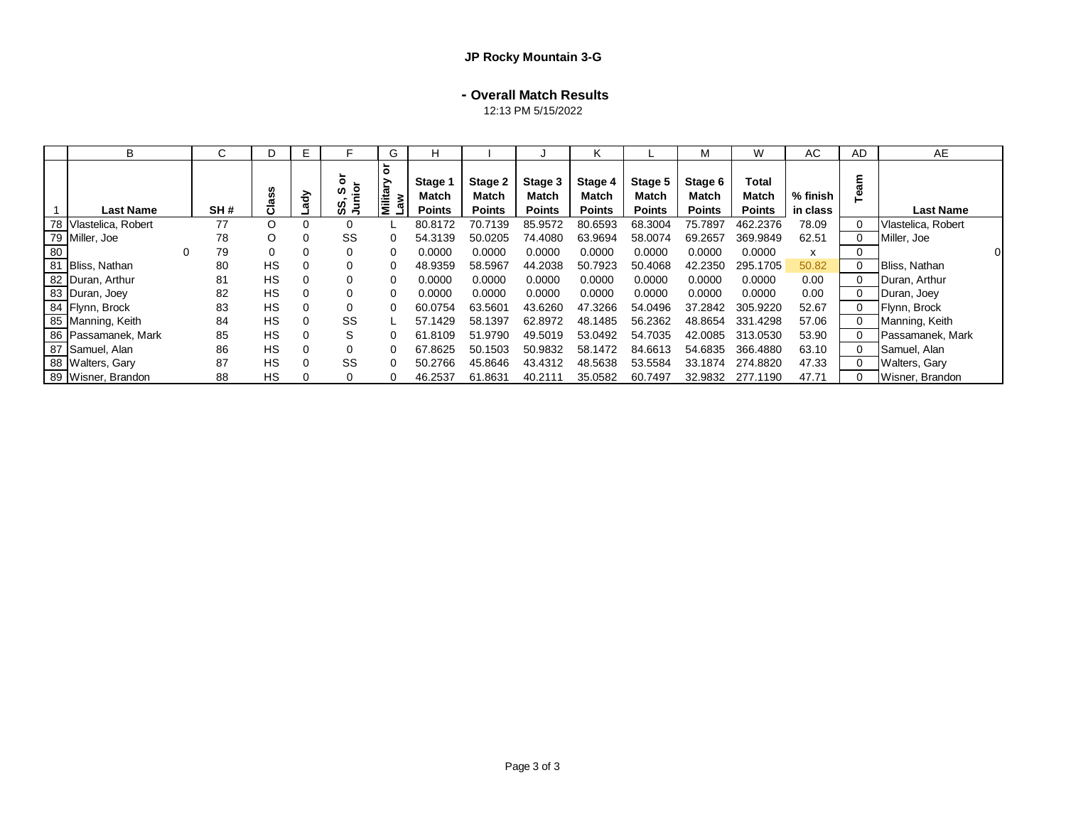**JP Rocky Mountain 3-G**

**- Overall Match Results**

12:13 PM 5/15/2022

| | B | C | D | E | F | G | H | I | J | K | L | M | W | AC | AD | AE |
|---|---|---|---|---|---|---|---|---|---|---|---|---|---|---|---|---|
| 1 | Last Name | SH # | Class | Lady | SS, S or Junior | Military or Law | Stage 1 Match Points | Stage 2 Match Points | Stage 3 Match Points | Stage 4 Match Points | Stage 5 Match Points | Stage 6 Match Points | Total Match Points | % finish in class | Team | Last Name |
| 78 | Vlastelica, Robert | 77 | O | 0 | 0 | L | 80.8172 | 70.7139 | 85.9572 | 80.6593 | 68.3004 | 75.7897 | 462.2376 | 78.09 | 0 | Vlastelica, Robert |
| 79 | Miller, Joe | 78 | O | 0 | SS | 0 | 54.3139 | 50.0205 | 74.4080 | 63.9694 | 58.0074 | 69.2657 | 369.9849 | 62.51 | 0 | Miller, Joe |
| 80 | 0 | 79 | 0 | 0 | 0 | 0 | 0.0000 | 0.0000 | 0.0000 | 0.0000 | 0.0000 | 0.0000 | 0.0000 | x | 0 | 0 |
| 81 | Bliss, Nathan | 80 | HS | 0 | 0 | 0 | 48.9359 | 58.5967 | 44.2038 | 50.7923 | 50.4068 | 42.2350 | 295.1705 | 50.82 | 0 | Bliss, Nathan |
| 82 | Duran, Arthur | 81 | HS | 0 | 0 | 0 | 0.0000 | 0.0000 | 0.0000 | 0.0000 | 0.0000 | 0.0000 | 0.0000 | 0.00 | 0 | Duran, Arthur |
| 83 | Duran, Joey | 82 | HS | 0 | 0 | 0 | 0.0000 | 0.0000 | 0.0000 | 0.0000 | 0.0000 | 0.0000 | 0.0000 | 0.00 | 0 | Duran, Joey |
| 84 | Flynn, Brock | 83 | HS | 0 | 0 | 0 | 60.0754 | 63.5601 | 43.6260 | 47.3266 | 54.0496 | 37.2842 | 305.9220 | 52.67 | 0 | Flynn, Brock |
| 85 | Manning, Keith | 84 | HS | 0 | SS | L | 57.1429 | 58.1397 | 62.8972 | 48.1485 | 56.2362 | 48.8654 | 331.4298 | 57.06 | 0 | Manning, Keith |
| 86 | Passamanek, Mark | 85 | HS | 0 | S | 0 | 61.8109 | 51.9790 | 49.5019 | 53.0492 | 54.7035 | 42.0085 | 313.0530 | 53.90 | 0 | Passamanek, Mark |
| 87 | Samuel, Alan | 86 | HS | 0 | 0 | 0 | 67.8625 | 50.1503 | 50.9832 | 58.1477 | 84.6613 | 54.6835 | 366.4880 | 63.10 | 0 | Samuel, Alan |
| 88 | Walters, Gary | 87 | HS | 0 | SS | 0 | 50.2766 | 45.8646 | 43.4312 | 48.5638 | 53.5584 | 33.1874 | 274.8820 | 47.33 | 0 | Walters, Gary |
| 89 | Wisner, Brandon | 88 | HS | 0 | 0 | 0 | 46.2537 | 61.8631 | 40.2111 | 35.0582 | 60.7497 | 32.9832 | 277.1190 | 47.71 | 0 | Wisner, Brandon |